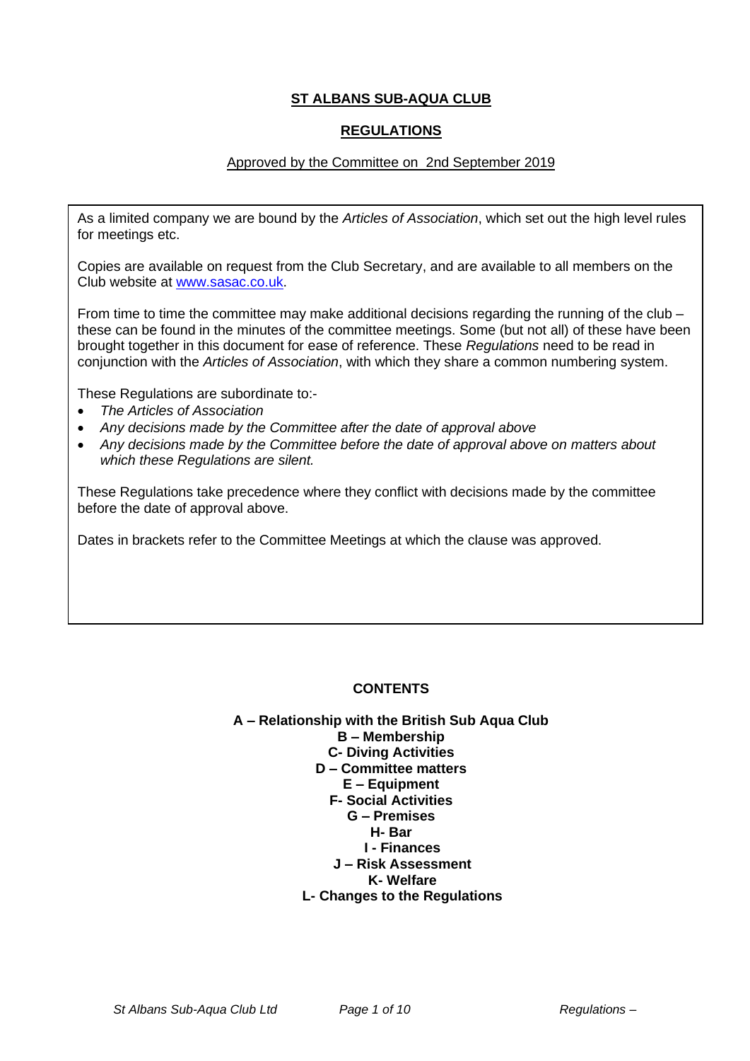# ST ALBANS SUB-AQUA CLUB

## REGULATIONS

Approved by the Committee on 2nd September 2019

As a limited company we are bound by the *Articles of Association*, which set out the high level rules for meetings etc.

Copies are available on request from the Club Secretary, and are available to all members on the Club website at [www.sasac.co.uk](www.sasac.co.uk).

From time to time the committee may make additional decisions regarding the running of the club – these can be found in the minutes of the committee meetings. Some (but not all) of these have been brought together in this document for ease of reference. These *Regulations* need to be read in conjunction with the *Articles of Association*, with which they share a common numbering system.

These Regulations are subordinate to:-

- *The Articles of Association*
- *Any decisions made by the Committee after the date of approval above*
- *Any decisions made by the Committee before the date of approval above on matters about which these Regulations are silent.*

These Regulations take precedence where they conflict with decisions made by the committee before the date of approval above.

Dates in brackets refer to the Committee Meetings at which the clause was approved.

**CONTENTS**

**A – Relationship with the British Sub Aqua Club**
**B – Membership**
**C- Diving Activities**
**D – Committee matters**
**E – Equipment**
**F- Social Activities**
**G – Premises**
**H- Bar**
**I - Finances**
**J – Risk Assessment**
**K- Welfare**
**L- Changes to the Regulations**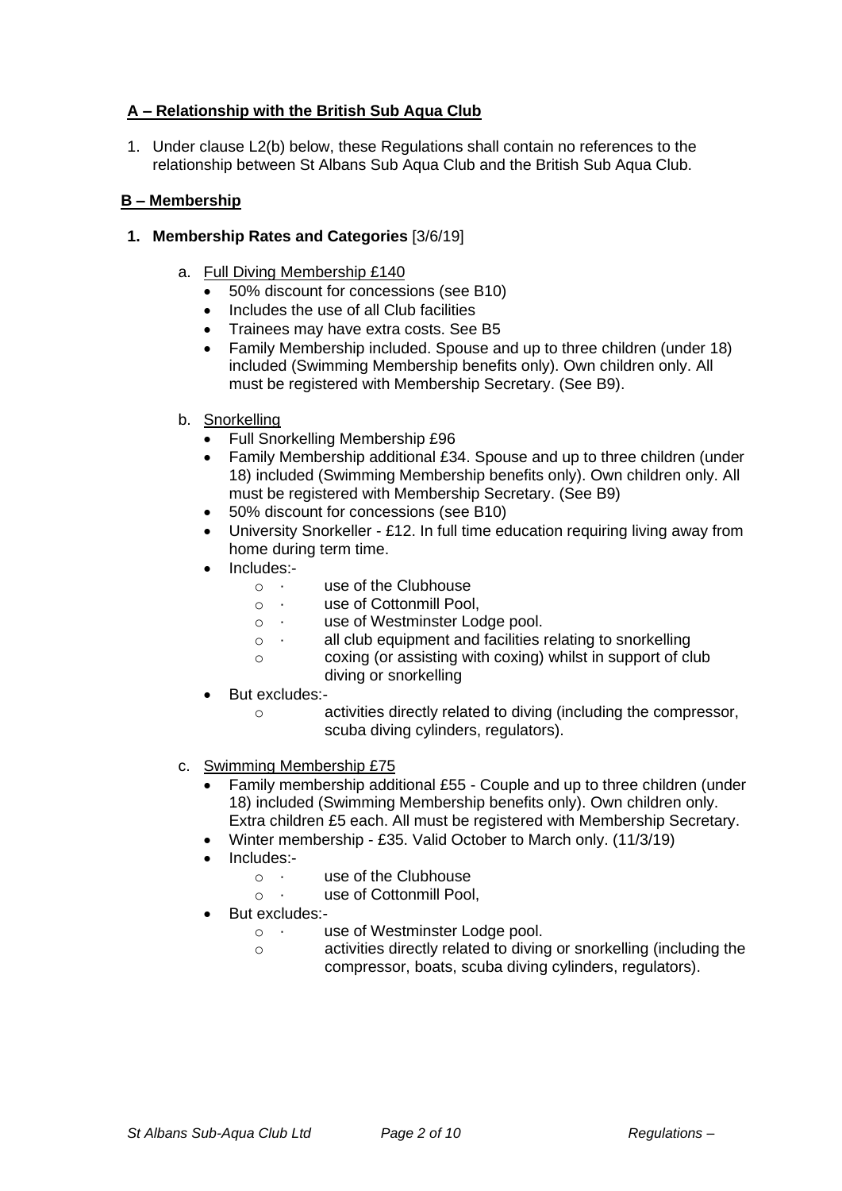## <u>A – Relationship with the British Sub Aqua Club</u>

1. Under clause L2(b) below, these Regulations shall contain no references to the relationship between St Albans Sub Aqua Club and the British Sub Aqua Club.

## <u>B – Membership</u>

1. **Membership Rates and Categories** [3/6/19]

   a. <u>Full Diving Membership £140</u>
      - 50% discount for concessions (see B10)
      - Includes the use of all Club facilities
      - Trainees may have extra costs. See B5
      - Family Membership included. Spouse and up to three children (under 18) included (Swimming Membership benefits only). Own children only. All must be registered with Membership Secretary. (See B9).

   b. <u>Snorkelling</u>
      - Full Snorkelling Membership £96
      - Family Membership additional £34. Spouse and up to three children (under 18) included (Swimming Membership benefits only). Own children only. All must be registered with Membership Secretary. (See B9)
      - 50% discount for concessions (see B10)
      - University Snorkeller - £12. In full time education requiring living away from home during term time.
      - Includes:-
        - · use of the Clubhouse
        - · use of Cottonmill Pool,
        - · use of Westminster Lodge pool.
        - · all club equipment and facilities relating to snorkelling
        - coxing (or assisting with coxing) whilst in support of club diving or snorkelling
      - But excludes:-
        - activities directly related to diving (including the compressor, scuba diving cylinders, regulators).

   c. <u>Swimming Membership £75</u>
      - Family membership additional £55 - Couple and up to three children (under 18) included (Swimming Membership benefits only). Own children only. Extra children £5 each. All must be registered with Membership Secretary.
      - Winter membership - £35. Valid October to March only. (11/3/19)
      - Includes:-
        - · use of the Clubhouse
        - · use of Cottonmill Pool,
      - But excludes:-
        - · use of Westminster Lodge pool.
        - activities directly related to diving or snorkelling (including the compressor, boats, scuba diving cylinders, regulators).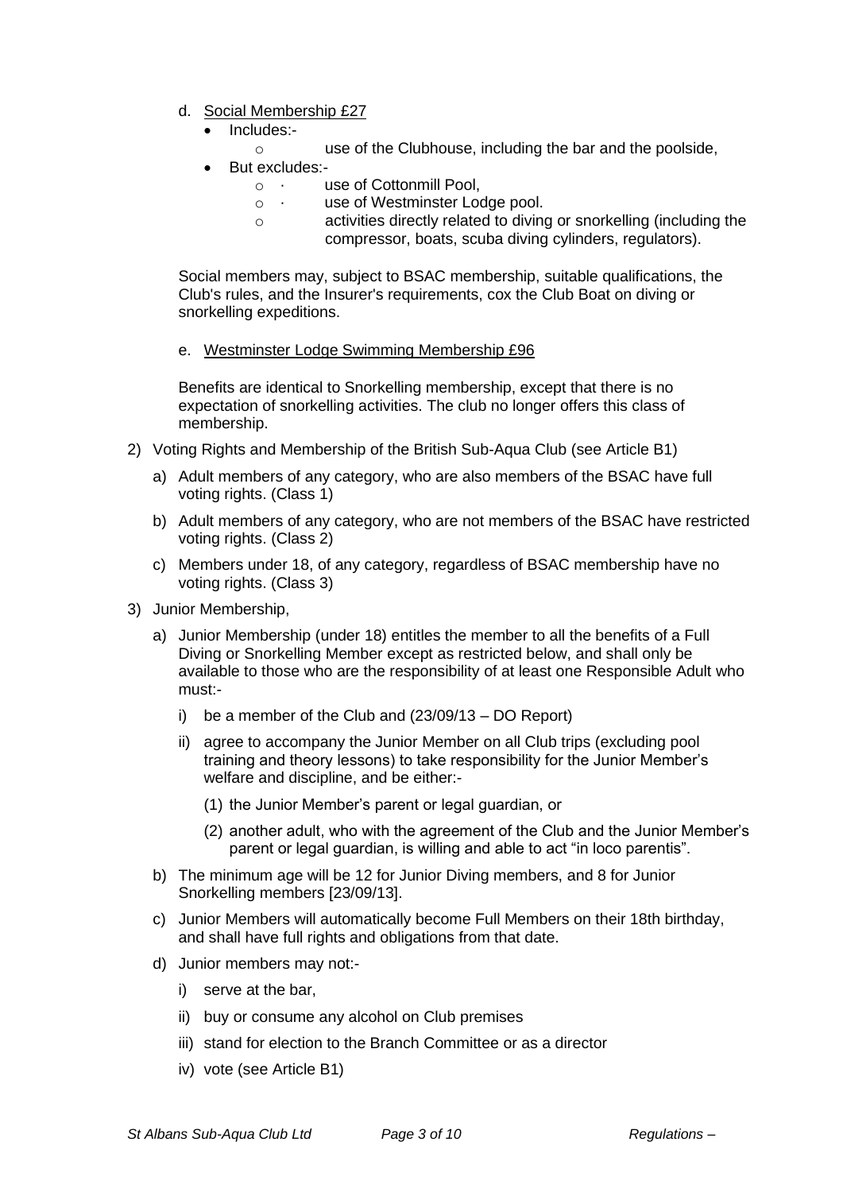d. <u>Social Membership £27</u>

- Includes:-
    - use of the Clubhouse, including the bar and the poolside,
- But excludes:-
    - · use of Cottonmill Pool,
    - · use of Westminster Lodge pool.
    - activities directly related to diving or snorkelling (including the compressor, boats, scuba diving cylinders, regulators).

Social members may, subject to BSAC membership, suitable qualifications, the Club's rules, and the Insurer's requirements, cox the Club Boat on diving or snorkelling expeditions.

e. <u>Westminster Lodge Swimming Membership £96</u>

Benefits are identical to Snorkelling membership, except that there is no expectation of snorkelling activities. The club no longer offers this class of membership.

2) Voting Rights and Membership of the British Sub-Aqua Club (see Article B1)

    a) Adult members of any category, who are also members of the BSAC have full voting rights. (Class 1)

    b) Adult members of any category, who are not members of the BSAC have restricted voting rights. (Class 2)

    c) Members under 18, of any category, regardless of BSAC membership have no voting rights. (Class 3)

3) Junior Membership,

    a) Junior Membership (under 18) entitles the member to all the benefits of a Full Diving or Snorkelling Member except as restricted below, and shall only be available to those who are the responsibility of at least one Responsible Adult who must:-

        i) be a member of the Club and (23/09/13 – DO Report)

        ii) agree to accompany the Junior Member on all Club trips (excluding pool training and theory lessons) to take responsibility for the Junior Member's welfare and discipline, and be either:-

            (1) the Junior Member's parent or legal guardian, or

            (2) another adult, who with the agreement of the Club and the Junior Member's parent or legal guardian, is willing and able to act "in loco parentis".

    b) The minimum age will be 12 for Junior Diving members, and 8 for Junior Snorkelling members [23/09/13].

    c) Junior Members will automatically become Full Members on their 18th birthday, and shall have full rights and obligations from that date.

    d) Junior members may not:-

        i) serve at the bar,

        ii) buy or consume any alcohol on Club premises

        iii) stand for election to the Branch Committee or as a director

        iv) vote (see Article B1)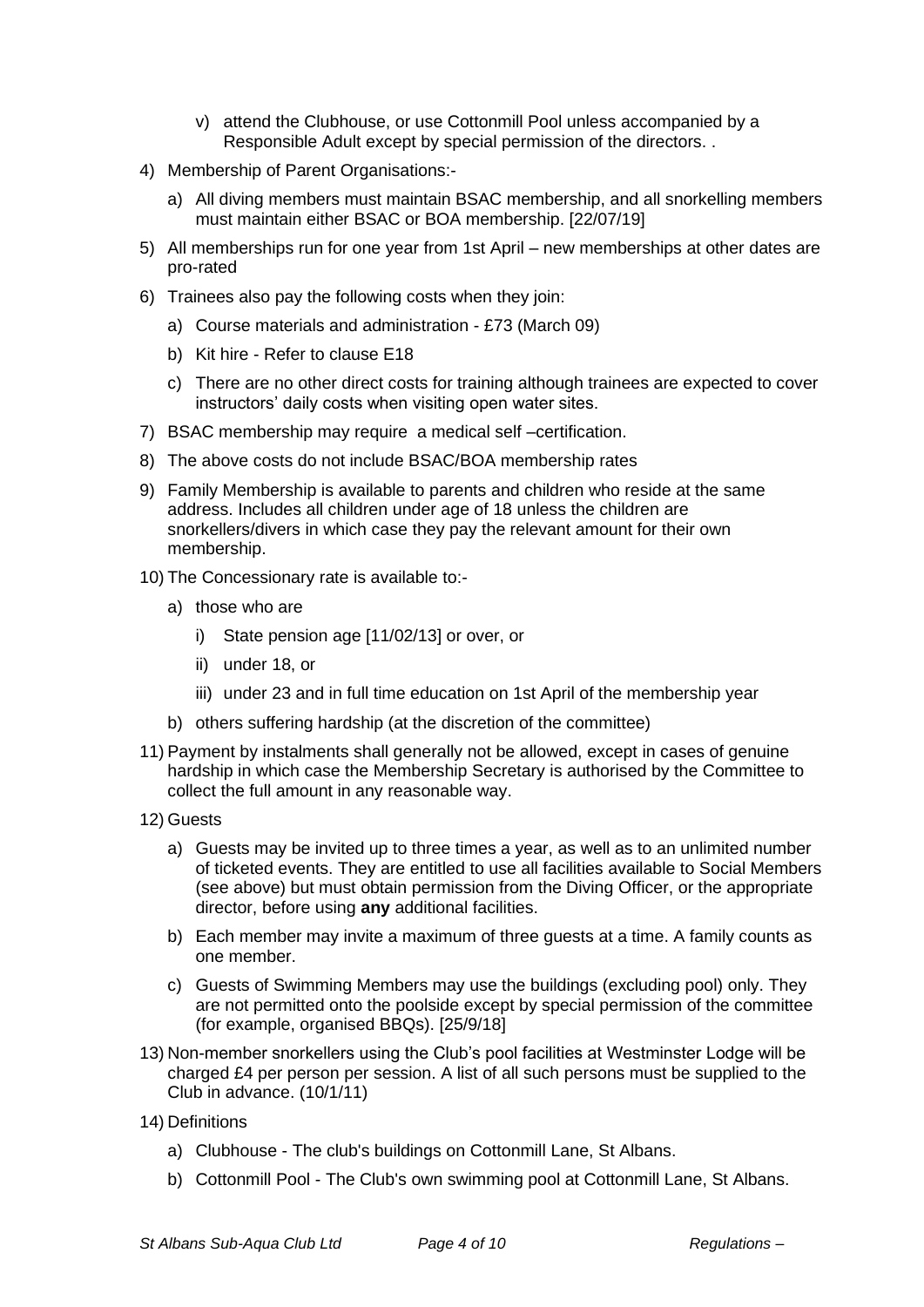v) attend the Clubhouse, or use Cottonmill Pool unless accompanied by a Responsible Adult except by special permission of the directors. .

4) Membership of Parent Organisations:-

   a) All diving members must maintain BSAC membership, and all snorkelling members must maintain either BSAC or BOA membership. [22/07/19]

5) All memberships run for one year from 1st April – new memberships at other dates are pro-rated

6) Trainees also pay the following costs when they join:

   a) Course materials and administration - £73 (March 09)

   b) Kit hire - Refer to clause E18

   c) There are no other direct costs for training although trainees are expected to cover instructors' daily costs when visiting open water sites.

7) BSAC membership may require a medical self –certification.

8) The above costs do not include BSAC/BOA membership rates

9) Family Membership is available to parents and children who reside at the same address. Includes all children under age of 18 unless the children are snorkellers/divers in which case they pay the relevant amount for their own membership.

10) The Concessionary rate is available to:-

    a) those who are

       i) State pension age [11/02/13] or over, or

       ii) under 18, or

       iii) under 23 and in full time education on 1st April of the membership year

    b) others suffering hardship (at the discretion of the committee)

11) Payment by instalments shall generally not be allowed, except in cases of genuine hardship in which case the Membership Secretary is authorised by the Committee to collect the full amount in any reasonable way.

12) Guests

    a) Guests may be invited up to three times a year, as well as to an unlimited number of ticketed events. They are entitled to use all facilities available to Social Members (see above) but must obtain permission from the Diving Officer, or the appropriate director, before using **any** additional facilities.

    b) Each member may invite a maximum of three guests at a time. A family counts as one member.

    c) Guests of Swimming Members may use the buildings (excluding pool) only. They are not permitted onto the poolside except by special permission of the committee (for example, organised BBQs). [25/9/18]

13) Non-member snorkellers using the Club's pool facilities at Westminster Lodge will be charged £4 per person per session. A list of all such persons must be supplied to the Club in advance. (10/1/11)

14) Definitions

    a) Clubhouse - The club's buildings on Cottonmill Lane, St Albans.

    b) Cottonmill Pool - The Club's own swimming pool at Cottonmill Lane, St Albans.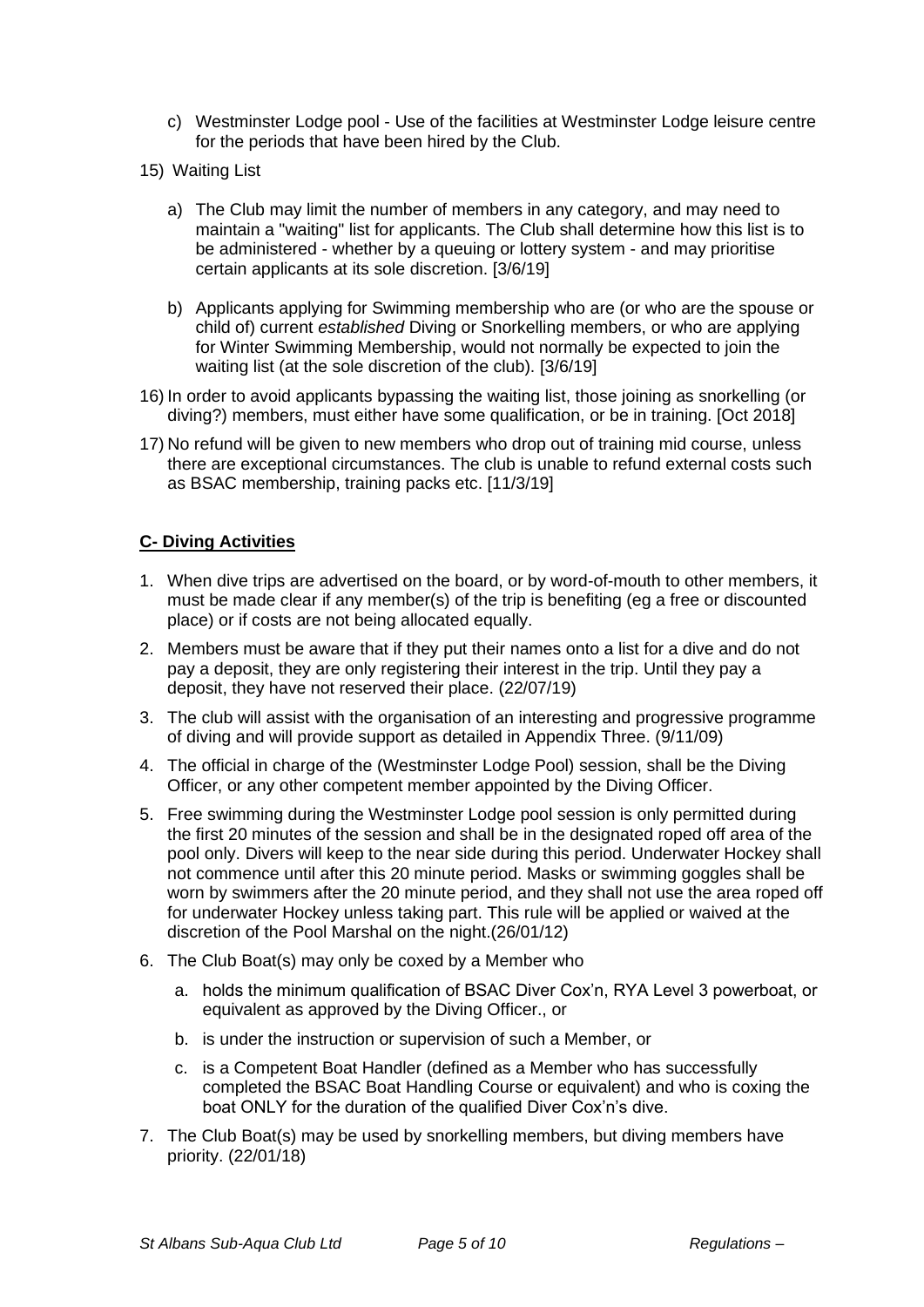c) Westminster Lodge pool - Use of the facilities at Westminster Lodge leisure centre for the periods that have been hired by the Club.

15) Waiting List

a) The Club may limit the number of members in any category, and may need to maintain a "waiting" list for applicants. The Club shall determine how this list is to be administered - whether by a queuing or lottery system - and may prioritise certain applicants at its sole discretion. [3/6/19]

b) Applicants applying for Swimming membership who are (or who are the spouse or child of) current *established* Diving or Snorkelling members, or who are applying for Winter Swimming Membership, would not normally be expected to join the waiting list (at the sole discretion of the club). [3/6/19]

16) In order to avoid applicants bypassing the waiting list, those joining as snorkelling (or diving?) members, must either have some qualification, or be in training. [Oct 2018]

17) No refund will be given to new members who drop out of training mid course, unless there are exceptional circumstances. The club is unable to refund external costs such as BSAC membership, training packs etc. [11/3/19]

## **C- Diving Activities**

1. When dive trips are advertised on the board, or by word-of-mouth to other members, it must be made clear if any member(s) of the trip is benefiting (eg a free or discounted place) or if costs are not being allocated equally.
2. Members must be aware that if they put their names onto a list for a dive and do not pay a deposit, they are only registering their interest in the trip. Until they pay a deposit, they have not reserved their place. (22/07/19)
3. The club will assist with the organisation of an interesting and progressive programme of diving and will provide support as detailed in Appendix Three. (9/11/09)
4. The official in charge of the (Westminster Lodge Pool) session, shall be the Diving Officer, or any other competent member appointed by the Diving Officer.
5. Free swimming during the Westminster Lodge pool session is only permitted during the first 20 minutes of the session and shall be in the designated roped off area of the pool only. Divers will keep to the near side during this period. Underwater Hockey shall not commence until after this 20 minute period. Masks or swimming goggles shall be worn by swimmers after the 20 minute period, and they shall not use the area roped off for underwater Hockey unless taking part. This rule will be applied or waived at the discretion of the Pool Marshal on the night.(26/01/12)
6. The Club Boat(s) may only be coxed by a Member who
   a. holds the minimum qualification of BSAC Diver Cox'n, RYA Level 3 powerboat, or equivalent as approved by the Diving Officer., or
   b. is under the instruction or supervision of such a Member, or
   c. is a Competent Boat Handler (defined as a Member who has successfully completed the BSAC Boat Handling Course or equivalent) and who is coxing the boat ONLY for the duration of the qualified Diver Cox'n's dive.
7. The Club Boat(s) may be used by snorkelling members, but diving members have priority. (22/01/18)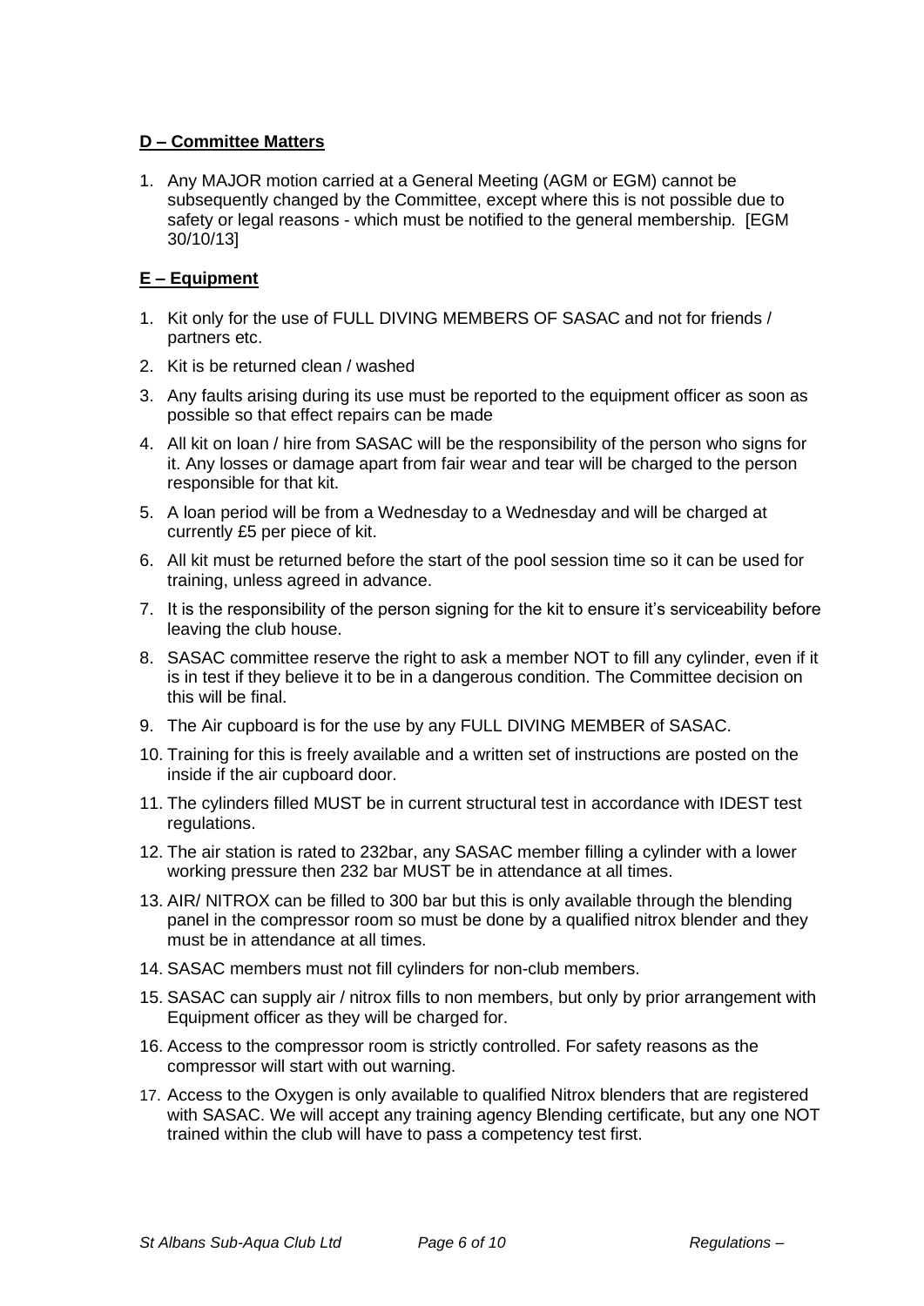**D – Committee Matters**

1. Any MAJOR motion carried at a General Meeting (AGM or EGM) cannot be subsequently changed by the Committee, except where this is not possible due to safety or legal reasons - which must be notified to the general membership. [EGM 30/10/13]

**E – Equipment**

1. Kit only for the use of FULL DIVING MEMBERS OF SASAC and not for friends / partners etc.
2. Kit is be returned clean / washed
3. Any faults arising during its use must be reported to the equipment officer as soon as possible so that effect repairs can be made
4. All kit on loan / hire from SASAC will be the responsibility of the person who signs for it. Any losses or damage apart from fair wear and tear will be charged to the person responsible for that kit.
5. A loan period will be from a Wednesday to a Wednesday and will be charged at currently £5 per piece of kit.
6. All kit must be returned before the start of the pool session time so it can be used for training, unless agreed in advance.
7. It is the responsibility of the person signing for the kit to ensure it's serviceability before leaving the club house.
8. SASAC committee reserve the right to ask a member NOT to fill any cylinder, even if it is in test if they believe it to be in a dangerous condition. The Committee decision on this will be final.
9. The Air cupboard is for the use by any FULL DIVING MEMBER of SASAC.
10. Training for this is freely available and a written set of instructions are posted on the inside if the air cupboard door.
11. The cylinders filled MUST be in current structural test in accordance with IDEST test regulations.
12. The air station is rated to 232bar, any SASAC member filling a cylinder with a lower working pressure then 232 bar MUST be in attendance at all times.
13. AIR/ NITROX can be filled to 300 bar but this is only available through the blending panel in the compressor room so must be done by a qualified nitrox blender and they must be in attendance at all times.
14. SASAC members must not fill cylinders for non-club members.
15. SASAC can supply air / nitrox fills to non members, but only by prior arrangement with Equipment officer as they will be charged for.
16. Access to the compressor room is strictly controlled. For safety reasons as the compressor will start with out warning.
17. Access to the Oxygen is only available to qualified Nitrox blenders that are registered with SASAC. We will accept any training agency Blending certificate, but any one NOT trained within the club will have to pass a competency test first.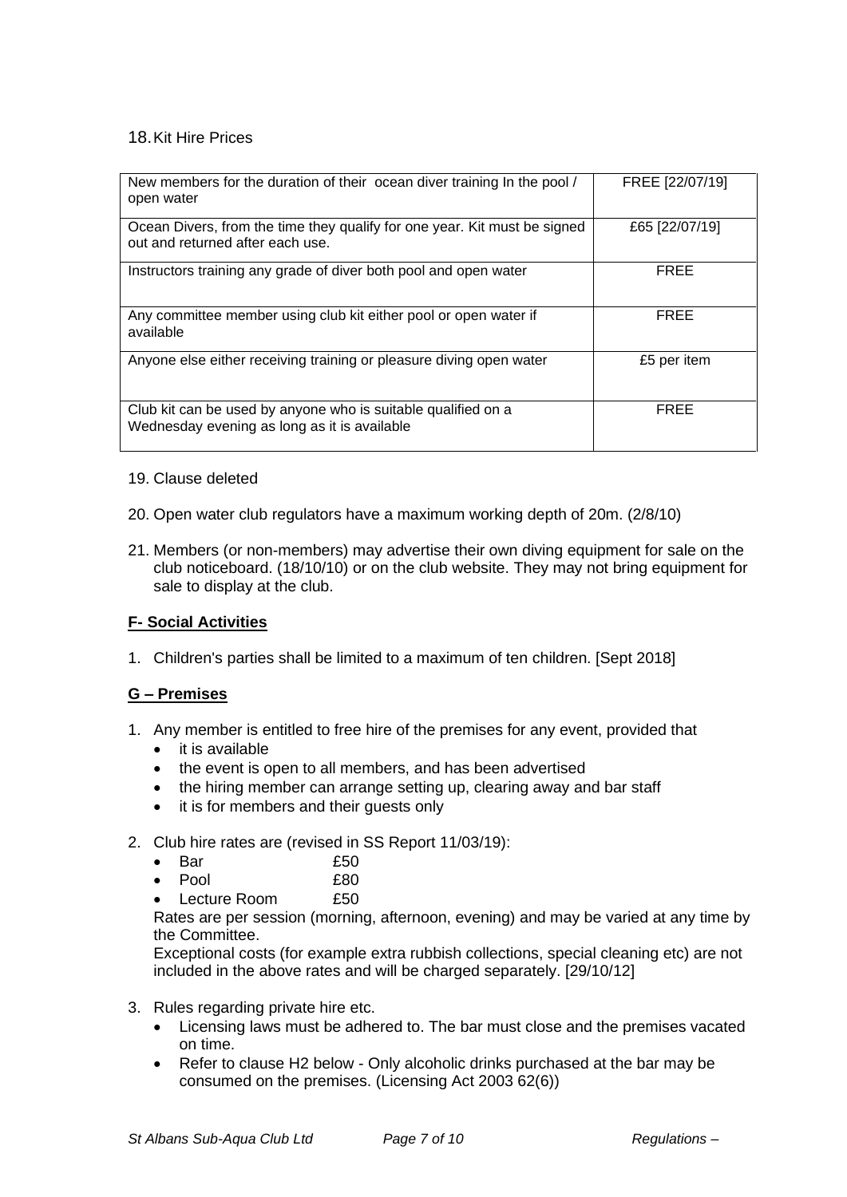18. Kit Hire Prices

| New members for the duration of their ocean diver training In the pool / open water | FREE [22/07/19] |
|---|---|
| Ocean Divers, from the time they qualify for one year. Kit must be signed out and returned after each use. | £65 [22/07/19] |
| Instructors training any grade of diver both pool and open water | FREE |
| Any committee member using club kit either pool or open water if available | FREE |
| Anyone else either receiving training or pleasure diving open water | £5 per item |
| Club kit can be used by anyone who is suitable qualified on a Wednesday evening as long as it is available | FREE |

19. Clause deleted

20. Open water club regulators have a maximum working depth of 20m. (2/8/10)

21. Members (or non-members) may advertise their own diving equipment for sale on the club noticeboard. (18/10/10) or on the club website. They may not bring equipment for sale to display at the club.

**F- Social Activities**

1. Children's parties shall be limited to a maximum of ten children. [Sept 2018]

**G – Premises**

1. Any member is entitled to free hire of the premises for any event, provided that
   - it is available
   - the event is open to all members, and has been advertised
   - the hiring member can arrange setting up, clearing away and bar staff
   - it is for members and their guests only

2. Club hire rates are (revised in SS Report 11/03/19):
   - Bar £50
   - Pool £80
   - Lecture Room £50

   Rates are per session (morning, afternoon, evening) and may be varied at any time by the Committee.

   Exceptional costs (for example extra rubbish collections, special cleaning etc) are not included in the above rates and will be charged separately. [29/10/12]

3. Rules regarding private hire etc.
   - Licensing laws must be adhered to. The bar must close and the premises vacated on time.
   - Refer to clause H2 below - Only alcoholic drinks purchased at the bar may be consumed on the premises. (Licensing Act 2003 62(6))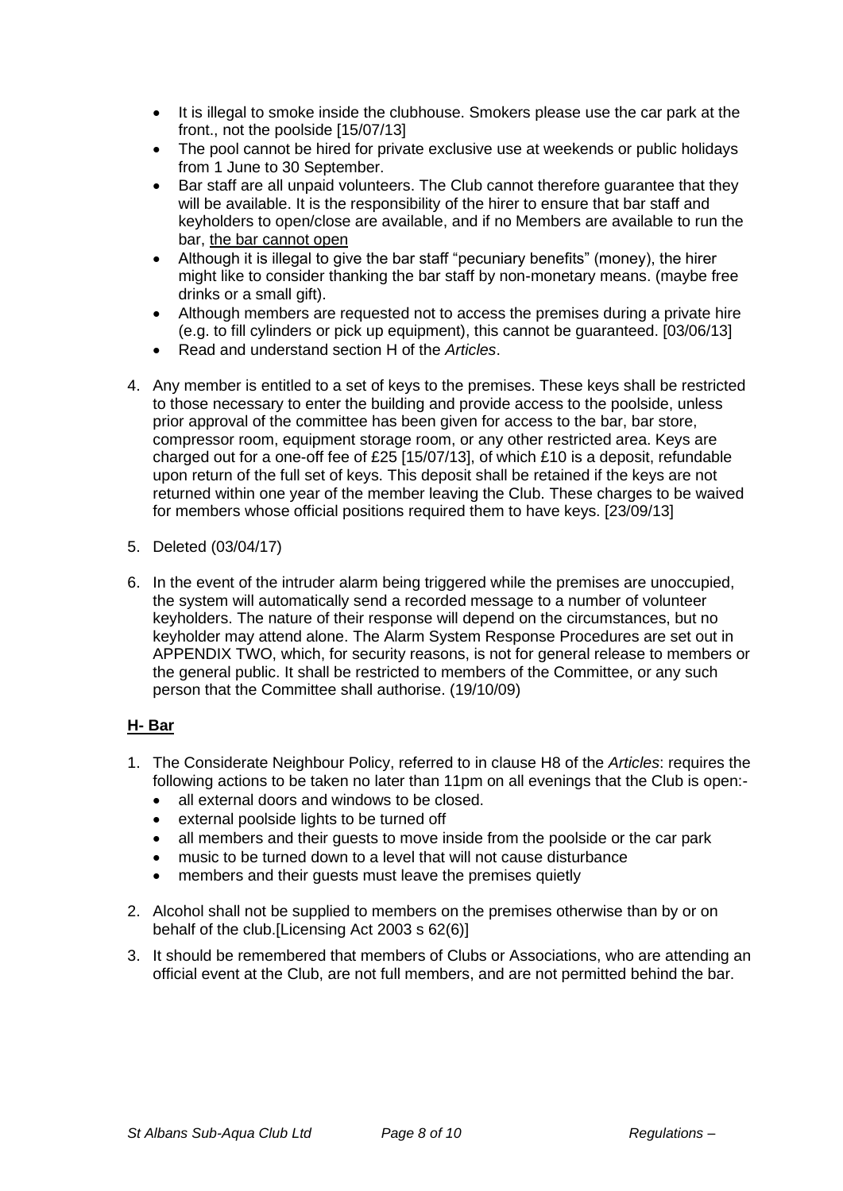- It is illegal to smoke inside the clubhouse. Smokers please use the car park at the front., not the poolside [15/07/13]
- The pool cannot be hired for private exclusive use at weekends or public holidays from 1 June to 30 September.
- Bar staff are all unpaid volunteers. The Club cannot therefore guarantee that they will be available. It is the responsibility of the hirer to ensure that bar staff and keyholders to open/close are available, and if no Members are available to run the bar, <u>the bar cannot open</u>
- Although it is illegal to give the bar staff "pecuniary benefits" (money), the hirer might like to consider thanking the bar staff by non-monetary means. (maybe free drinks or a small gift).
- Although members are requested not to access the premises during a private hire (e.g. to fill cylinders or pick up equipment), this cannot be guaranteed. [03/06/13]
- Read and understand section H of the *Articles*.

4. Any member is entitled to a set of keys to the premises. These keys shall be restricted to those necessary to enter the building and provide access to the poolside, unless prior approval of the committee has been given for access to the bar, bar store, compressor room, equipment storage room, or any other restricted area. Keys are charged out for a one-off fee of £25 [15/07/13], of which £10 is a deposit, refundable upon return of the full set of keys. This deposit shall be retained if the keys are not returned within one year of the member leaving the Club. These charges to be waived for members whose official positions required them to have keys. [23/09/13]

5. Deleted (03/04/17)

6. In the event of the intruder alarm being triggered while the premises are unoccupied, the system will automatically send a recorded message to a number of volunteer keyholders. The nature of their response will depend on the circumstances, but no keyholder may attend alone. The Alarm System Response Procedures are set out in APPENDIX TWO, which, for security reasons, is not for general release to members or the general public. It shall be restricted to members of the Committee, or any such person that the Committee shall authorise. (19/10/09)

## **<u>H- Bar</u>**

1. The Considerate Neighbour Policy, referred to in clause H8 of the *Articles*: requires the following actions to be taken no later than 11pm on all evenings that the Club is open:-
   - all external doors and windows to be closed.
   - external poolside lights to be turned off
   - all members and their guests to move inside from the poolside or the car park
   - music to be turned down to a level that will not cause disturbance
   - members and their guests must leave the premises quietly

2. Alcohol shall not be supplied to members on the premises otherwise than by or on behalf of the club.[Licensing Act 2003 s 62(6)]

3. It should be remembered that members of Clubs or Associations, who are attending an official event at the Club, are not full members, and are not permitted behind the bar.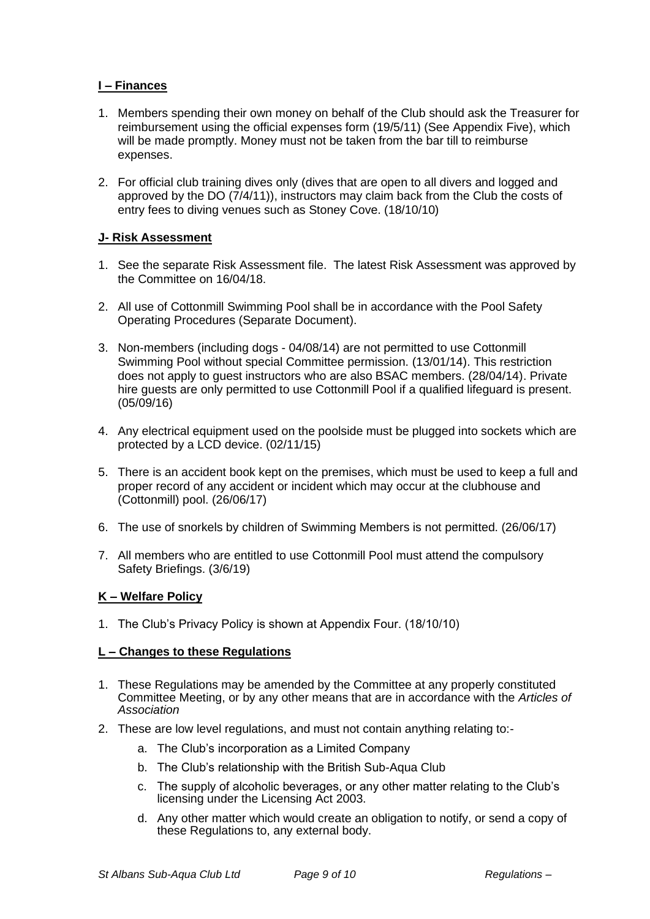## **I – Finances**

1. Members spending their own money on behalf of the Club should ask the Treasurer for reimbursement using the official expenses form (19/5/11) (See Appendix Five), which will be made promptly. Money must not be taken from the bar till to reimburse expenses.

2. For official club training dives only (dives that are open to all divers and logged and approved by the DO (7/4/11)), instructors may claim back from the Club the costs of entry fees to diving venues such as Stoney Cove. (18/10/10)

## **J- Risk Assessment**

1. See the separate Risk Assessment file. The latest Risk Assessment was approved by the Committee on 16/04/18.

2. All use of Cottonmill Swimming Pool shall be in accordance with the Pool Safety Operating Procedures (Separate Document).

3. Non-members (including dogs - 04/08/14) are not permitted to use Cottonmill Swimming Pool without special Committee permission. (13/01/14). This restriction does not apply to guest instructors who are also BSAC members. (28/04/14). Private hire guests are only permitted to use Cottonmill Pool if a qualified lifeguard is present. (05/09/16)

4. Any electrical equipment used on the poolside must be plugged into sockets which are protected by a LCD device. (02/11/15)

5. There is an accident book kept on the premises, which must be used to keep a full and proper record of any accident or incident which may occur at the clubhouse and (Cottonmill) pool. (26/06/17)

6. The use of snorkels by children of Swimming Members is not permitted. (26/06/17)

7. All members who are entitled to use Cottonmill Pool must attend the compulsory Safety Briefings. (3/6/19)

## **K – Welfare Policy**

1. The Club's Privacy Policy is shown at Appendix Four. (18/10/10)

## **L – Changes to these Regulations**

1. These Regulations may be amended by the Committee at any properly constituted Committee Meeting, or by any other means that are in accordance with the *Articles of Association*

2. These are low level regulations, and must not contain anything relating to:-
   a. The Club's incorporation as a Limited Company
   b. The Club's relationship with the British Sub-Aqua Club
   c. The supply of alcoholic beverages, or any other matter relating to the Club's licensing under the Licensing Act 2003.
   d. Any other matter which would create an obligation to notify, or send a copy of these Regulations to, any external body.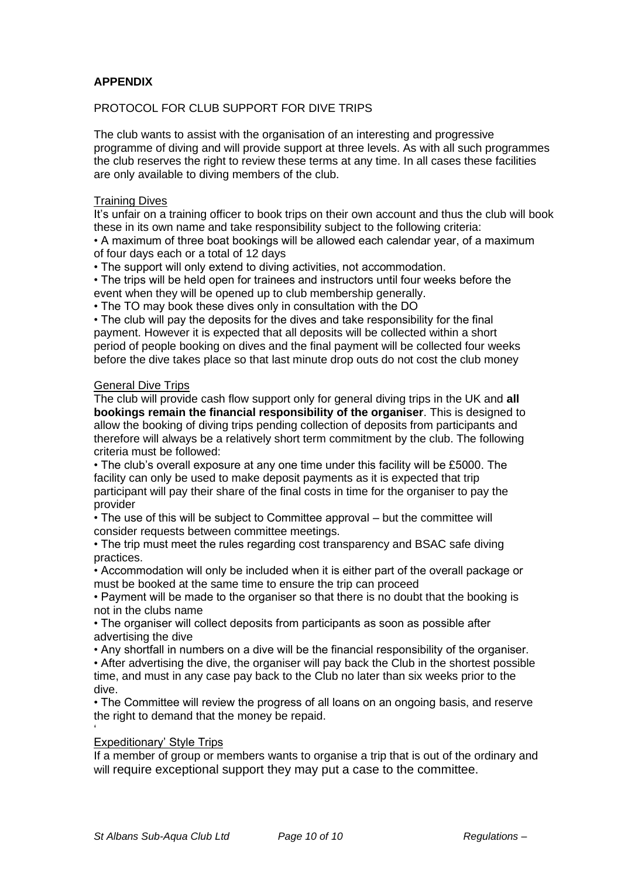**APPENDIX**

PROTOCOL FOR CLUB SUPPORT FOR DIVE TRIPS

The club wants to assist with the organisation of an interesting and progressive programme of diving and will provide support at three levels. As with all such programmes the club reserves the right to review these terms at any time. In all cases these facilities are only available to diving members of the club.

Training Dives

It's unfair on a training officer to book trips on their own account and thus the club will book these in its own name and take responsibility subject to the following criteria:

• A maximum of three boat bookings will be allowed each calendar year, of a maximum of four days each or a total of 12 days
• The support will only extend to diving activities, not accommodation.
• The trips will be held open for trainees and instructors until four weeks before the event when they will be opened up to club membership generally.
• The TO may book these dives only in consultation with the DO
• The club will pay the deposits for the dives and take responsibility for the final payment. However it is expected that all deposits will be collected within a short period of people booking on dives and the final payment will be collected four weeks before the dive takes place so that last minute drop outs do not cost the club money

General Dive Trips

The club will provide cash flow support only for general diving trips in the UK and **all bookings remain the financial responsibility of the organiser**. This is designed to allow the booking of diving trips pending collection of deposits from participants and therefore will always be a relatively short term commitment by the club. The following criteria must be followed:

• The club's overall exposure at any one time under this facility will be £5000. The facility can only be used to make deposit payments as it is expected that trip participant will pay their share of the final costs in time for the organiser to pay the provider
• The use of this will be subject to Committee approval – but the committee will consider requests between committee meetings.
• The trip must meet the rules regarding cost transparency and BSAC safe diving practices.
• Accommodation will only be included when it is either part of the overall package or must be booked at the same time to ensure the trip can proceed
• Payment will be made to the organiser so that there is no doubt that the booking is not in the clubs name
• The organiser will collect deposits from participants as soon as possible after advertising the dive
• Any shortfall in numbers on a dive will be the financial responsibility of the organiser.
• After advertising the dive, the organiser will pay back the Club in the shortest possible time, and must in any case pay back to the Club no later than six weeks prior to the dive.
• The Committee will review the progress of all loans on an ongoing basis, and reserve the right to demand that the money be repaid.

'Expeditionary' Style Trips

If a member of group or members wants to organise a trip that is out of the ordinary and will require exceptional support they may put a case to the committee.